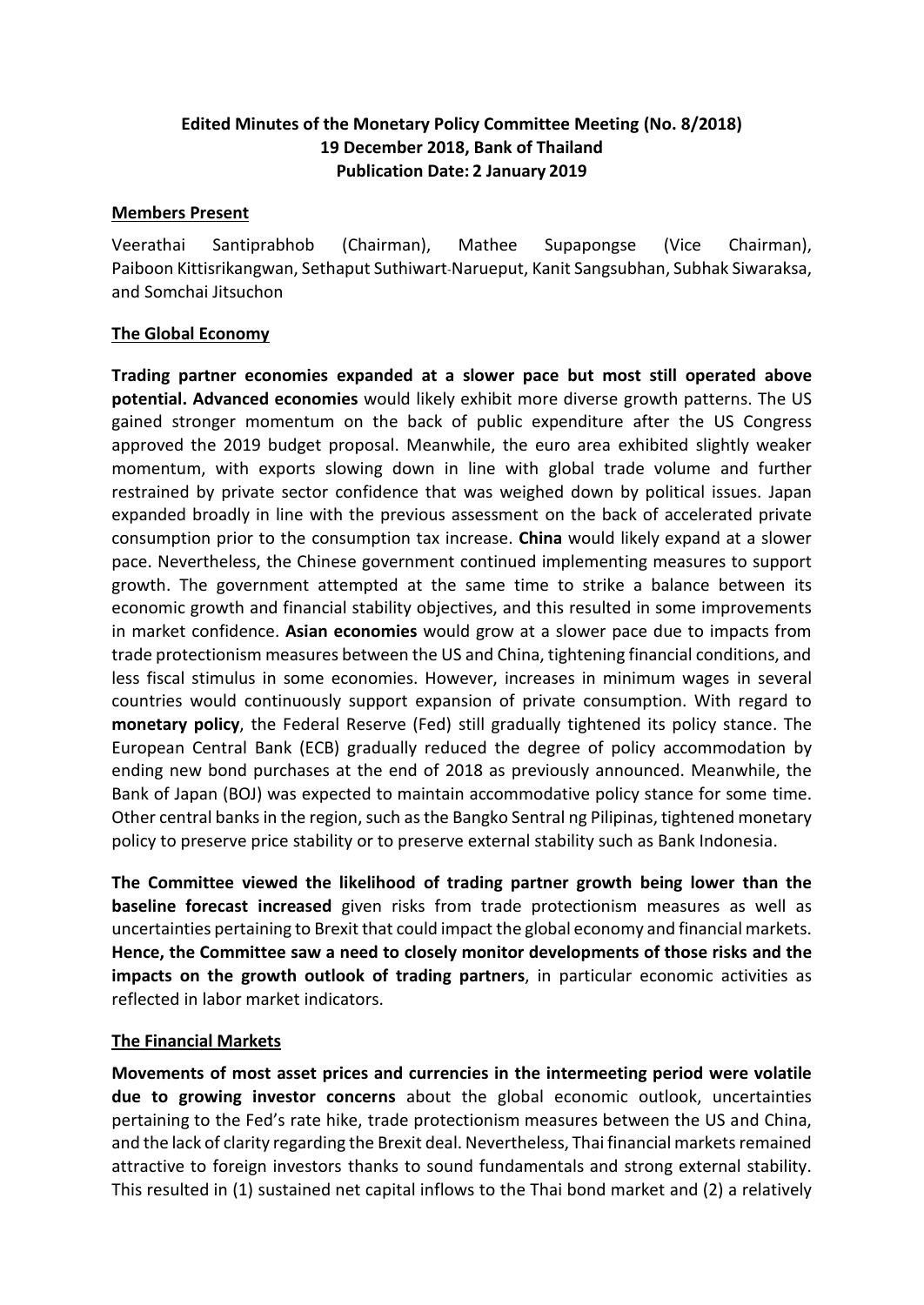**Edited Minutes of the Monetary Policy Committee Meeting (No. 8/2018)**
**19 December 2018, Bank of Thailand**
**Publication Date: 2 January 2019**

## Members Present

Veerathai Santiprabhob (Chairman), Mathee Supapongse (Vice Chairman), Paiboon Kittisrikangwan, Sethaput Suthiwart-Narueput, Kanit Sangsubhan, Subhak Siwaraksa, and Somchai Jitsuchon

## The Global Economy

**Trading partner economies expanded at a slower pace but most still operated above potential. Advanced economies** would likely exhibit more diverse growth patterns. The US gained stronger momentum on the back of public expenditure after the US Congress approved the 2019 budget proposal. Meanwhile, the euro area exhibited slightly weaker momentum, with exports slowing down in line with global trade volume and further restrained by private sector confidence that was weighed down by political issues. Japan expanded broadly in line with the previous assessment on the back of accelerated private consumption prior to the consumption tax increase. **China** would likely expand at a slower pace. Nevertheless, the Chinese government continued implementing measures to support growth. The government attempted at the same time to strike a balance between its economic growth and financial stability objectives, and this resulted in some improvements in market confidence. **Asian economies** would grow at a slower pace due to impacts from trade protectionism measures between the US and China, tightening financial conditions, and less fiscal stimulus in some economies. However, increases in minimum wages in several countries would continuously support expansion of private consumption. With regard to **monetary policy**, the Federal Reserve (Fed) still gradually tightened its policy stance. The European Central Bank (ECB) gradually reduced the degree of policy accommodation by ending new bond purchases at the end of 2018 as previously announced. Meanwhile, the Bank of Japan (BOJ) was expected to maintain accommodative policy stance for some time. Other central banks in the region, such as the Bangko Sentral ng Pilipinas, tightened monetary policy to preserve price stability or to preserve external stability such as Bank Indonesia.

**The Committee viewed the likelihood of trading partner growth being lower than the baseline forecast increased** given risks from trade protectionism measures as well as uncertainties pertaining to Brexit that could impact the global economy and financial markets. **Hence, the Committee saw a need to closely monitor developments of those risks and the impacts on the growth outlook of trading partners**, in particular economic activities as reflected in labor market indicators.

## The Financial Markets

**Movements of most asset prices and currencies in the intermeeting period were volatile due to growing investor concerns** about the global economic outlook, uncertainties pertaining to the Fed's rate hike, trade protectionism measures between the US and China, and the lack of clarity regarding the Brexit deal. Nevertheless, Thai financial markets remained attractive to foreign investors thanks to sound fundamentals and strong external stability. This resulted in (1) sustained net capital inflows to the Thai bond market and (2) a relatively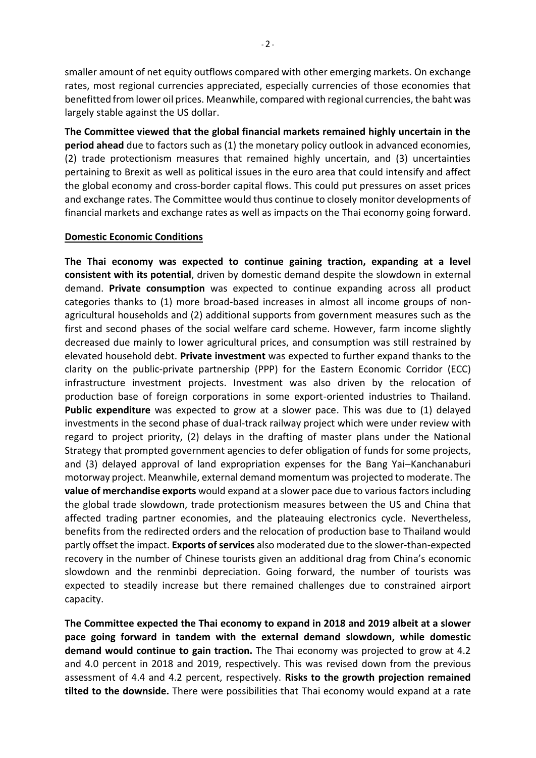smaller amount of net equity outflows compared with other emerging markets. On exchange rates, most regional currencies appreciated, especially currencies of those economies that benefitted from lower oil prices. Meanwhile, compared with regional currencies, the baht was largely stable against the US dollar.

**The Committee viewed that the global financial markets remained highly uncertain in the period ahead** due to factors such as (1) the monetary policy outlook in advanced economies, (2) trade protectionism measures that remained highly uncertain, and (3) uncertainties pertaining to Brexit as well as political issues in the euro area that could intensify and affect the global economy and cross-border capital flows. This could put pressures on asset prices and exchange rates. The Committee would thus continue to closely monitor developments of financial markets and exchange rates as well as impacts on the Thai economy going forward.

**Domestic Economic Conditions**

**The Thai economy was expected to continue gaining traction, expanding at a level consistent with its potential**, driven by domestic demand despite the slowdown in external demand. **Private consumption** was expected to continue expanding across all product categories thanks to (1) more broad-based increases in almost all income groups of non-agricultural households and (2) additional supports from government measures such as the first and second phases of the social welfare card scheme. However, farm income slightly decreased due mainly to lower agricultural prices, and consumption was still restrained by elevated household debt. **Private investment** was expected to further expand thanks to the clarity on the public-private partnership (PPP) for the Eastern Economic Corridor (ECC) infrastructure investment projects. Investment was also driven by the relocation of production base of foreign corporations in some export-oriented industries to Thailand. **Public expenditure** was expected to grow at a slower pace. This was due to (1) delayed investments in the second phase of dual-track railway project which were under review with regard to project priority, (2) delays in the drafting of master plans under the National Strategy that prompted government agencies to defer obligation of funds for some projects, and (3) delayed approval of land expropriation expenses for the Bang Yai–Kanchanaburi motorway project. Meanwhile, external demand momentum was projected to moderate. The **value of merchandise exports** would expand at a slower pace due to various factors including the global trade slowdown, trade protectionism measures between the US and China that affected trading partner economies, and the plateauing electronics cycle. Nevertheless, benefits from the redirected orders and the relocation of production base to Thailand would partly offset the impact. **Exports of services** also moderated due to the slower-than-expected recovery in the number of Chinese tourists given an additional drag from China's economic slowdown and the renminbi depreciation. Going forward, the number of tourists was expected to steadily increase but there remained challenges due to constrained airport capacity.

**The Committee expected the Thai economy to expand in 2018 and 2019 albeit at a slower pace going forward in tandem with the external demand slowdown, while domestic demand would continue to gain traction.** The Thai economy was projected to grow at 4.2 and 4.0 percent in 2018 and 2019, respectively. This was revised down from the previous assessment of 4.4 and 4.2 percent, respectively. **Risks to the growth projection remained tilted to the downside.** There were possibilities that Thai economy would expand at a rate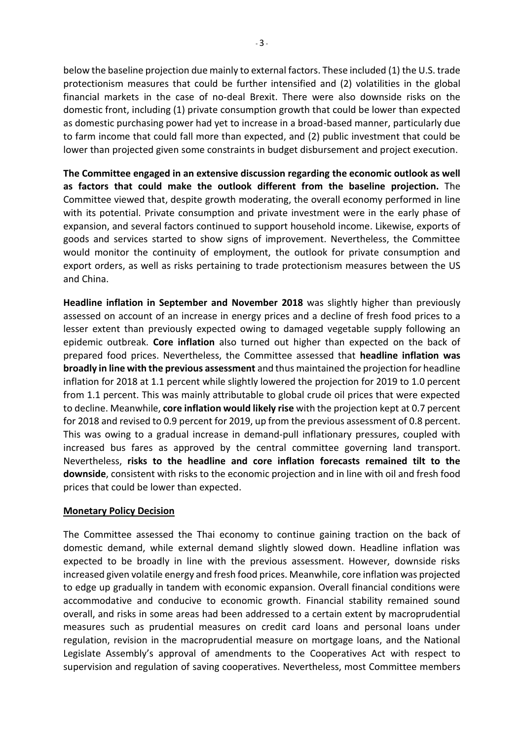below the baseline projection due mainly to external factors. These included (1) the U.S. trade protectionism measures that could be further intensified and (2) volatilities in the global financial markets in the case of no-deal Brexit. There were also downside risks on the domestic front, including (1) private consumption growth that could be lower than expected as domestic purchasing power had yet to increase in a broad-based manner, particularly due to farm income that could fall more than expected, and (2) public investment that could be lower than projected given some constraints in budget disbursement and project execution.

**The Committee engaged in an extensive discussion regarding the economic outlook as well as factors that could make the outlook different from the baseline projection.** The Committee viewed that, despite growth moderating, the overall economy performed in line with its potential. Private consumption and private investment were in the early phase of expansion, and several factors continued to support household income. Likewise, exports of goods and services started to show signs of improvement. Nevertheless, the Committee would monitor the continuity of employment, the outlook for private consumption and export orders, as well as risks pertaining to trade protectionism measures between the US and China.

**Headline inflation in September and November 2018** was slightly higher than previously assessed on account of an increase in energy prices and a decline of fresh food prices to a lesser extent than previously expected owing to damaged vegetable supply following an epidemic outbreak. **Core inflation** also turned out higher than expected on the back of prepared food prices. Nevertheless, the Committee assessed that **headline inflation was broadly in line with the previous assessment** and thus maintained the projection for headline inflation for 2018 at 1.1 percent while slightly lowered the projection for 2019 to 1.0 percent from 1.1 percent. This was mainly attributable to global crude oil prices that were expected to decline. Meanwhile, **core inflation would likely rise** with the projection kept at 0.7 percent for 2018 and revised to 0.9 percent for 2019, up from the previous assessment of 0.8 percent. This was owing to a gradual increase in demand-pull inflationary pressures, coupled with increased bus fares as approved by the central committee governing land transport. Nevertheless, **risks to the headline and core inflation forecasts remained tilt to the downside**, consistent with risks to the economic projection and in line with oil and fresh food prices that could be lower than expected.

**Monetary Policy Decision**

The Committee assessed the Thai economy to continue gaining traction on the back of domestic demand, while external demand slightly slowed down. Headline inflation was expected to be broadly in line with the previous assessment. However, downside risks increased given volatile energy and fresh food prices. Meanwhile, core inflation was projected to edge up gradually in tandem with economic expansion. Overall financial conditions were accommodative and conducive to economic growth. Financial stability remained sound overall, and risks in some areas had been addressed to a certain extent by macroprudential measures such as prudential measures on credit card loans and personal loans under regulation, revision in the macroprudential measure on mortgage loans, and the National Legislate Assembly's approval of amendments to the Cooperatives Act with respect to supervision and regulation of saving cooperatives. Nevertheless, most Committee members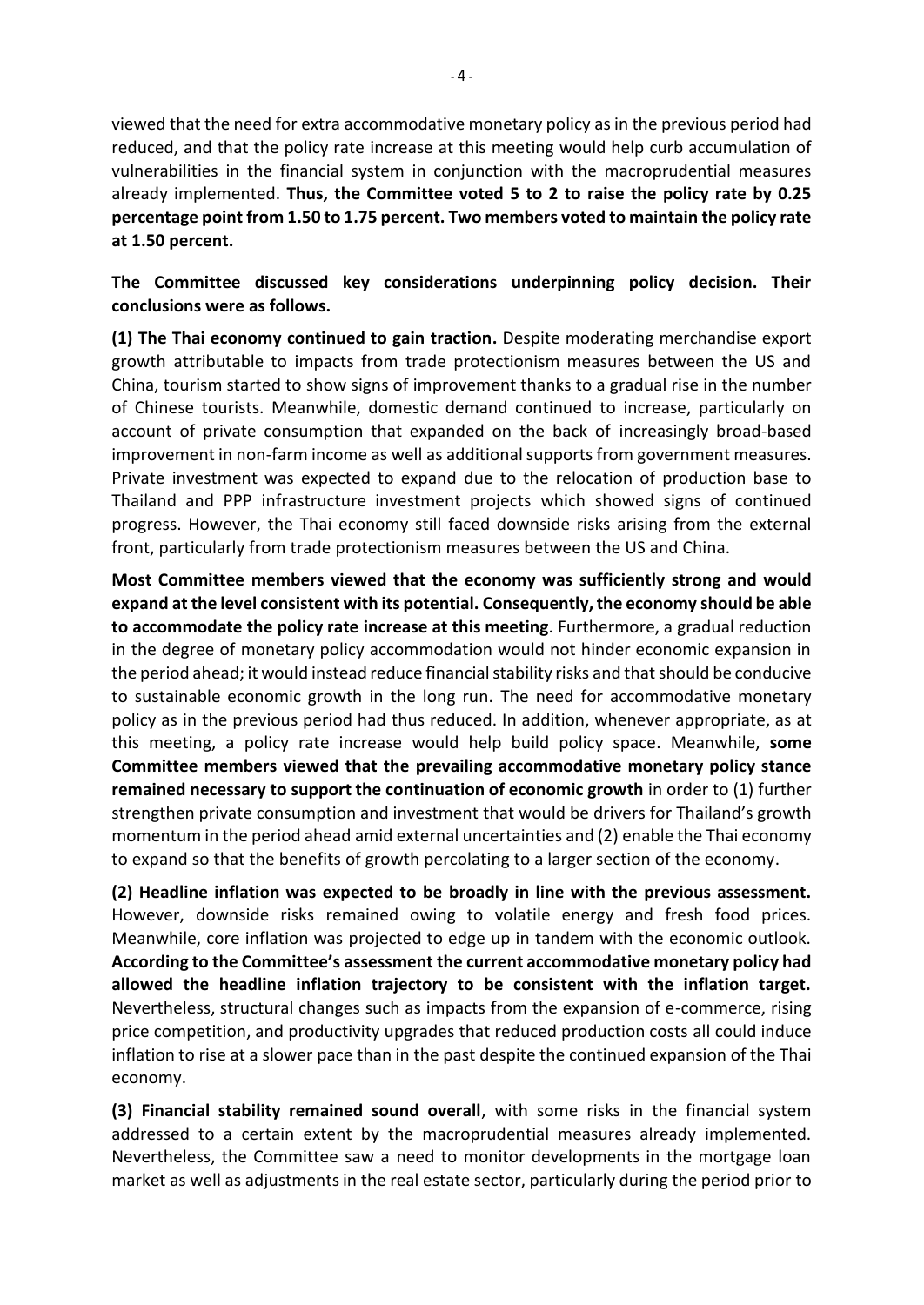viewed that the need for extra accommodative monetary policy as in the previous period had reduced, and that the policy rate increase at this meeting would help curb accumulation of vulnerabilities in the financial system in conjunction with the macroprudential measures already implemented. **Thus, the Committee voted 5 to 2 to raise the policy rate by 0.25 percentage point from 1.50 to 1.75 percent. Two members voted to maintain the policy rate at 1.50 percent.**

**The Committee discussed key considerations underpinning policy decision. Their conclusions were as follows.**

**(1) The Thai economy continued to gain traction.** Despite moderating merchandise export growth attributable to impacts from trade protectionism measures between the US and China, tourism started to show signs of improvement thanks to a gradual rise in the number of Chinese tourists. Meanwhile, domestic demand continued to increase, particularly on account of private consumption that expanded on the back of increasingly broad-based improvement in non-farm income as well as additional supports from government measures. Private investment was expected to expand due to the relocation of production base to Thailand and PPP infrastructure investment projects which showed signs of continued progress. However, the Thai economy still faced downside risks arising from the external front, particularly from trade protectionism measures between the US and China.

**Most Committee members viewed that the economy was sufficiently strong and would expand at the level consistent with its potential. Consequently, the economy should be able to accommodate the policy rate increase at this meeting**. Furthermore, a gradual reduction in the degree of monetary policy accommodation would not hinder economic expansion in the period ahead; it would instead reduce financial stability risks and that should be conducive to sustainable economic growth in the long run. The need for accommodative monetary policy as in the previous period had thus reduced. In addition, whenever appropriate, as at this meeting, a policy rate increase would help build policy space. Meanwhile, **some Committee members viewed that the prevailing accommodative monetary policy stance remained necessary to support the continuation of economic growth** in order to (1) further strengthen private consumption and investment that would be drivers for Thailand's growth momentum in the period ahead amid external uncertainties and (2) enable the Thai economy to expand so that the benefits of growth percolating to a larger section of the economy.

**(2) Headline inflation was expected to be broadly in line with the previous assessment.** However, downside risks remained owing to volatile energy and fresh food prices. Meanwhile, core inflation was projected to edge up in tandem with the economic outlook. **According to the Committee's assessment the current accommodative monetary policy had allowed the headline inflation trajectory to be consistent with the inflation target.** Nevertheless, structural changes such as impacts from the expansion of e-commerce, rising price competition, and productivity upgrades that reduced production costs all could induce inflation to rise at a slower pace than in the past despite the continued expansion of the Thai economy.

**(3) Financial stability remained sound overall**, with some risks in the financial system addressed to a certain extent by the macroprudential measures already implemented. Nevertheless, the Committee saw a need to monitor developments in the mortgage loan market as well as adjustments in the real estate sector, particularly during the period prior to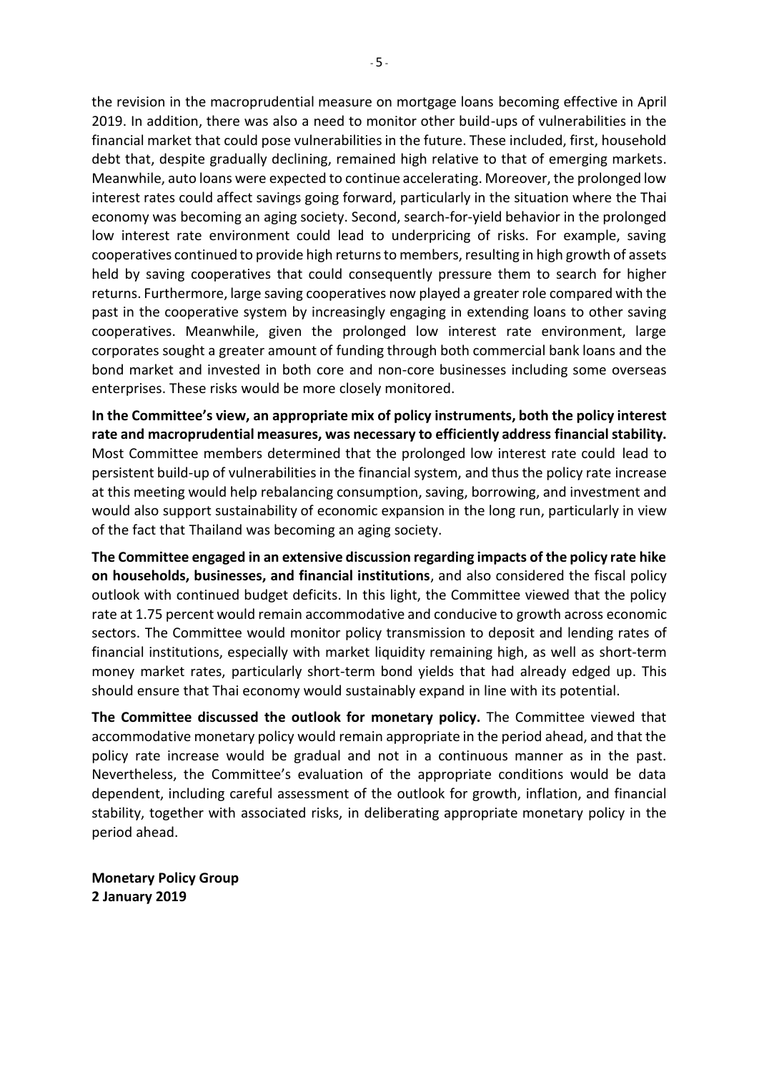the revision in the macroprudential measure on mortgage loans becoming effective in April 2019. In addition, there was also a need to monitor other build-ups of vulnerabilities in the financial market that could pose vulnerabilities in the future. These included, first, household debt that, despite gradually declining, remained high relative to that of emerging markets. Meanwhile, auto loans were expected to continue accelerating. Moreover, the prolonged low interest rates could affect savings going forward, particularly in the situation where the Thai economy was becoming an aging society. Second, search-for-yield behavior in the prolonged low interest rate environment could lead to underpricing of risks. For example, saving cooperatives continued to provide high returns to members, resulting in high growth of assets held by saving cooperatives that could consequently pressure them to search for higher returns. Furthermore, large saving cooperatives now played a greater role compared with the past in the cooperative system by increasingly engaging in extending loans to other saving cooperatives. Meanwhile, given the prolonged low interest rate environment, large corporates sought a greater amount of funding through both commercial bank loans and the bond market and invested in both core and non-core businesses including some overseas enterprises. These risks would be more closely monitored.

**In the Committee's view, an appropriate mix of policy instruments, both the policy interest rate and macroprudential measures, was necessary to efficiently address financial stability.** Most Committee members determined that the prolonged low interest rate could lead to persistent build-up of vulnerabilities in the financial system, and thus the policy rate increase at this meeting would help rebalancing consumption, saving, borrowing, and investment and would also support sustainability of economic expansion in the long run, particularly in view of the fact that Thailand was becoming an aging society.

**The Committee engaged in an extensive discussion regarding impacts of the policy rate hike on households, businesses, and financial institutions**, and also considered the fiscal policy outlook with continued budget deficits. In this light, the Committee viewed that the policy rate at 1.75 percent would remain accommodative and conducive to growth across economic sectors. The Committee would monitor policy transmission to deposit and lending rates of financial institutions, especially with market liquidity remaining high, as well as short-term money market rates, particularly short-term bond yields that had already edged up. This should ensure that Thai economy would sustainably expand in line with its potential.

**The Committee discussed the outlook for monetary policy.** The Committee viewed that accommodative monetary policy would remain appropriate in the period ahead, and that the policy rate increase would be gradual and not in a continuous manner as in the past. Nevertheless, the Committee's evaluation of the appropriate conditions would be data dependent, including careful assessment of the outlook for growth, inflation, and financial stability, together with associated risks, in deliberating appropriate monetary policy in the period ahead.

**Monetary Policy Group**
**2 January 2019**